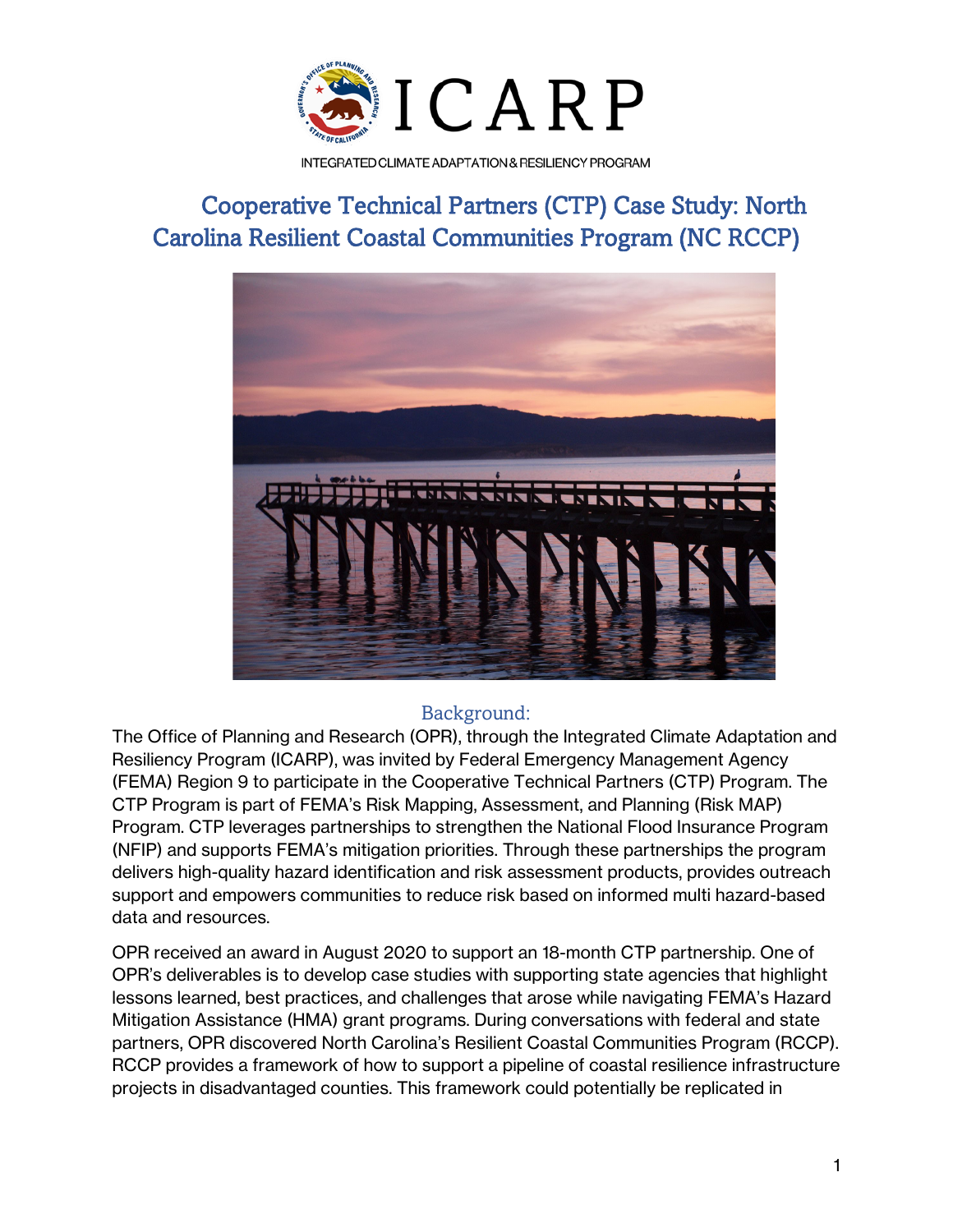ICARP

INTEGRATED CLIMATE ADAPTATION & RESILIENCY PROGRAM

# Cooperative Technical Partners (CTP) Case Study: North Carolina Resilient Coastal Communities Program (NC RCCP)

## Background:

The Office of Planning and Research (OPR), through the Integrated Climate Adaptation and Resiliency Program (ICARP), was invited by Federal Emergency Management Agency (FEMA) Region 9 to participate in the Cooperative Technical Partners (CTP) Program. The CTP Program is part of FEMA's Risk Mapping, Assessment, and Planning (Risk MAP) Program. CTP leverages partnerships to strengthen the National Flood Insurance Program (NFIP) and supports FEMA's mitigation priorities. Through these partnerships the program delivers high-quality hazard identification and risk assessment products, provides outreach support and empowers communities to reduce risk based on informed multi hazard-based data and resources.

OPR received an award in August 2020 to support an 18-month CTP partnership. One of OPR's deliverables is to develop case studies with supporting state agencies that highlight lessons learned, best practices, and challenges that arose while navigating FEMA's Hazard Mitigation Assistance (HMA) grant programs. During conversations with federal and state partners, OPR discovered North Carolina's Resilient Coastal Communities Program (RCCP). RCCP provides a framework of how to support a pipeline of coastal resilience infrastructure projects in disadvantaged counties. This framework could potentially be replicated in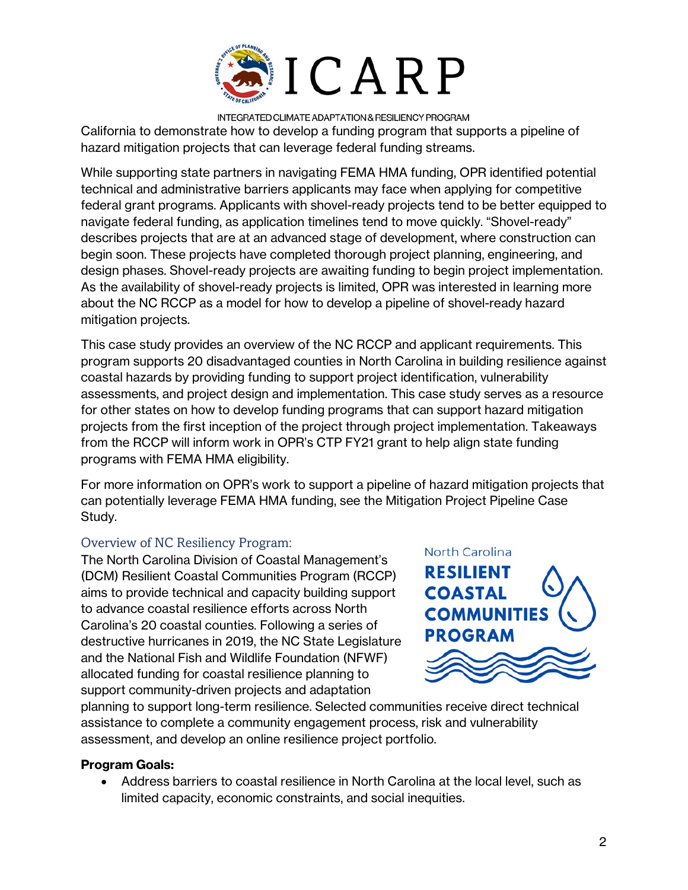California to demonstrate how to develop a funding program that supports a pipeline of hazard mitigation projects that can leverage federal funding streams.

While supporting state partners in navigating FEMA HMA funding, OPR identified potential technical and administrative barriers applicants may face when applying for competitive federal grant programs. Applicants with shovel-ready projects tend to be better equipped to navigate federal funding, as application timelines tend to move quickly. "Shovel-ready" describes projects that are at an advanced stage of development, where construction can begin soon. These projects have completed thorough project planning, engineering, and design phases. Shovel-ready projects are awaiting funding to begin project implementation. As the availability of shovel-ready projects is limited, OPR was interested in learning more about the NC RCCP as a model for how to develop a pipeline of shovel-ready hazard mitigation projects.

This case study provides an overview of the NC RCCP and applicant requirements. This program supports 20 disadvantaged counties in North Carolina in building resilience against coastal hazards by providing funding to support project identification, vulnerability assessments, and project design and implementation. This case study serves as a resource for other states on how to develop funding programs that can support hazard mitigation projects from the first inception of the project through project implementation. Takeaways from the RCCP will inform work in OPR's CTP FY21 grant to help align state funding programs with FEMA HMA eligibility.

For more information on OPR's work to support a pipeline of hazard mitigation projects that can potentially leverage FEMA HMA funding, see the Mitigation Project Pipeline Case Study.

## Overview of NC Resiliency Program:

The North Carolina Division of Coastal Management's (DCM) Resilient Coastal Communities Program (RCCP) aims to provide technical and capacity building support to advance coastal resilience efforts across North Carolina's 20 coastal counties. Following a series of destructive hurricanes in 2019, the NC State Legislature and the National Fish and Wildlife Foundation (NFWF) allocated funding for coastal resilience planning to support community-driven projects and adaptation planning to support long-term resilience. Selected communities receive direct technical assistance to complete a community engagement process, risk and vulnerability assessment, and develop an online resilience project portfolio.

**Program Goals:**

- Address barriers to coastal resilience in North Carolina at the local level, such as limited capacity, economic constraints, and social inequities.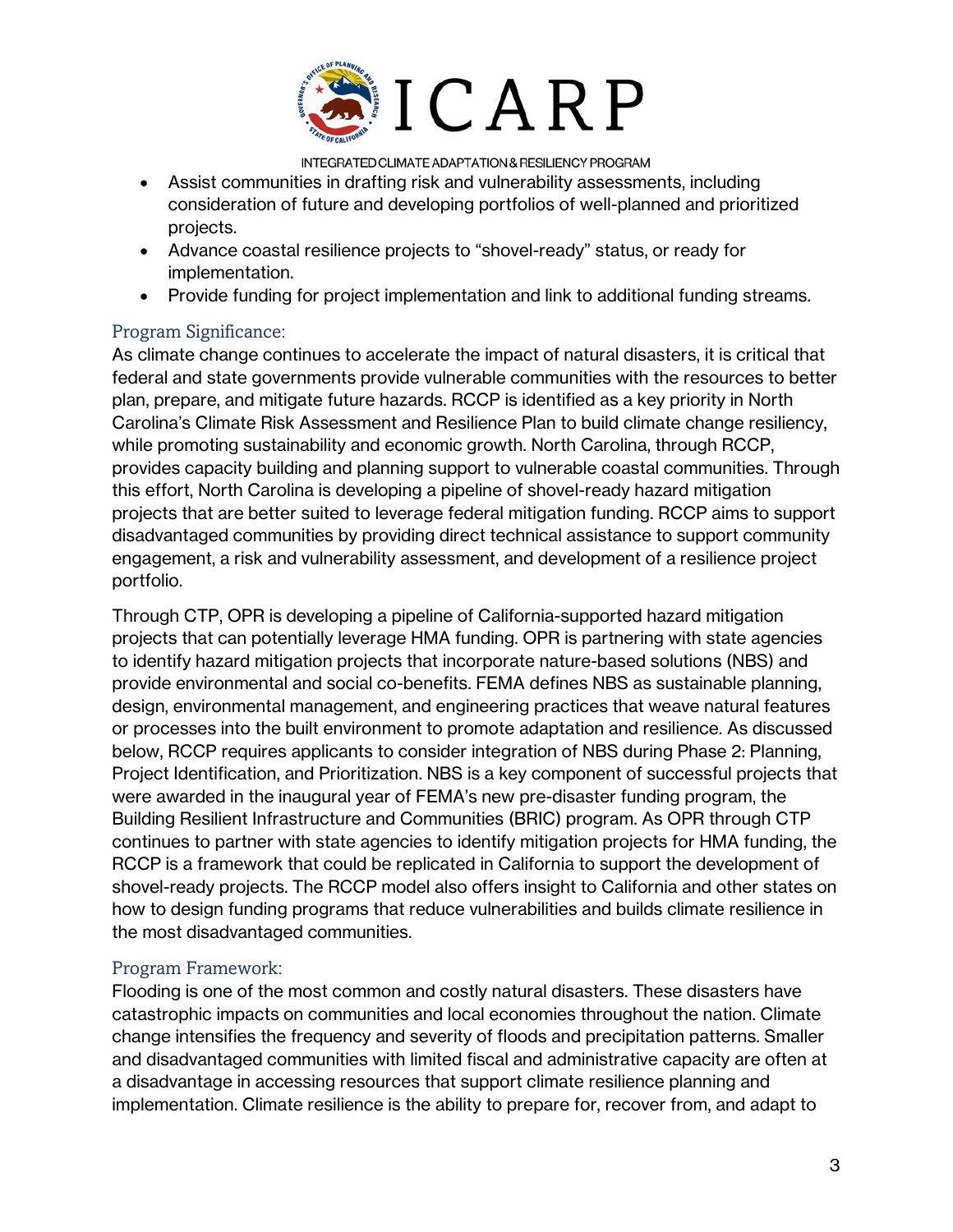- Assist communities in drafting risk and vulnerability assessments, including consideration of future and developing portfolios of well-planned and prioritized projects.
- Advance coastal resilience projects to "shovel-ready" status, or ready for implementation.
- Provide funding for project implementation and link to additional funding streams.

## Program Significance:

As climate change continues to accelerate the impact of natural disasters, it is critical that federal and state governments provide vulnerable communities with the resources to better plan, prepare, and mitigate future hazards. RCCP is identified as a key priority in North Carolina's Climate Risk Assessment and Resilience Plan to build climate change resiliency, while promoting sustainability and economic growth. North Carolina, through RCCP, provides capacity building and planning support to vulnerable coastal communities. Through this effort, North Carolina is developing a pipeline of shovel-ready hazard mitigation projects that are better suited to leverage federal mitigation funding. RCCP aims to support disadvantaged communities by providing direct technical assistance to support community engagement, a risk and vulnerability assessment, and development of a resilience project portfolio.

Through CTP, OPR is developing a pipeline of California-supported hazard mitigation projects that can potentially leverage HMA funding. OPR is partnering with state agencies to identify hazard mitigation projects that incorporate nature-based solutions (NBS) and provide environmental and social co-benefits. FEMA defines NBS as sustainable planning, design, environmental management, and engineering practices that weave natural features or processes into the built environment to promote adaptation and resilience. As discussed below, RCCP requires applicants to consider integration of NBS during Phase 2: Planning, Project Identification, and Prioritization. NBS is a key component of successful projects that were awarded in the inaugural year of FEMA's new pre-disaster funding program, the Building Resilient Infrastructure and Communities (BRIC) program. As OPR through CTP continues to partner with state agencies to identify mitigation projects for HMA funding, the RCCP is a framework that could be replicated in California to support the development of shovel-ready projects. The RCCP model also offers insight to California and other states on how to design funding programs that reduce vulnerabilities and builds climate resilience in the most disadvantaged communities.

## Program Framework:

Flooding is one of the most common and costly natural disasters. These disasters have catastrophic impacts on communities and local economies throughout the nation. Climate change intensifies the frequency and severity of floods and precipitation patterns. Smaller and disadvantaged communities with limited fiscal and administrative capacity are often at a disadvantage in accessing resources that support climate resilience planning and implementation. Climate resilience is the ability to prepare for, recover from, and adapt to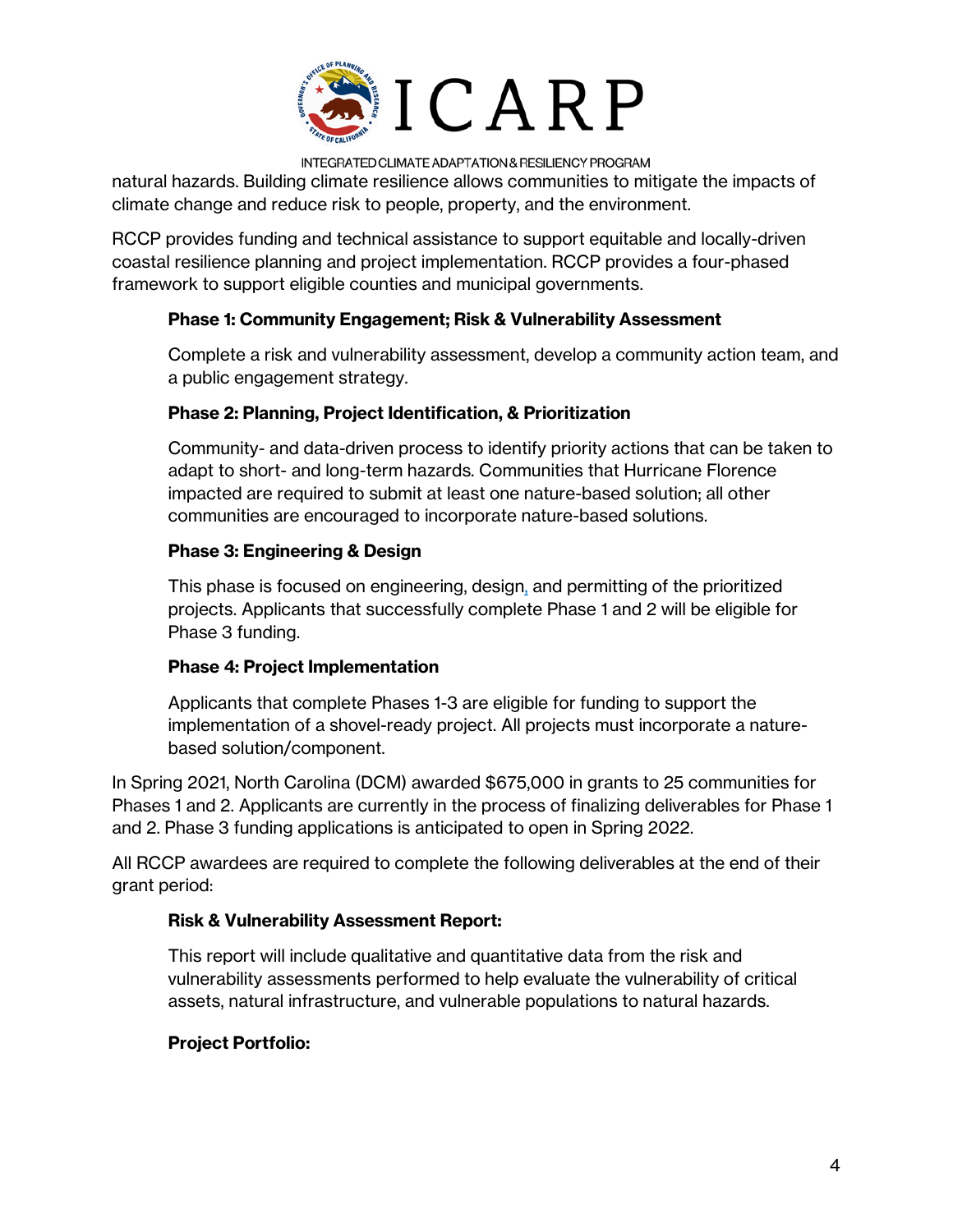natural hazards. Building climate resilience allows communities to mitigate the impacts of climate change and reduce risk to people, property, and the environment.

RCCP provides funding and technical assistance to support equitable and locally-driven coastal resilience planning and project implementation. RCCP provides a four-phased framework to support eligible counties and municipal governments.

**Phase 1: Community Engagement; Risk & Vulnerability Assessment**

Complete a risk and vulnerability assessment, develop a community action team, and a public engagement strategy.

**Phase 2: Planning, Project Identification, & Prioritization**

Community- and data-driven process to identify priority actions that can be taken to adapt to short- and long-term hazards. Communities that Hurricane Florence impacted are required to submit at least one nature-based solution; all other communities are encouraged to incorporate nature-based solutions.

**Phase 3: Engineering & Design**

This phase is focused on engineering, design, and permitting of the prioritized projects. Applicants that successfully complete Phase 1 and 2 will be eligible for Phase 3 funding.

**Phase 4: Project Implementation**

Applicants that complete Phases 1-3 are eligible for funding to support the implementation of a shovel-ready project. All projects must incorporate a nature-based solution/component.

In Spring 2021, North Carolina (DCM) awarded $675,000 in grants to 25 communities for Phases 1 and 2. Applicants are currently in the process of finalizing deliverables for Phase 1 and 2. Phase 3 funding applications is anticipated to open in Spring 2022.

All RCCP awardees are required to complete the following deliverables at the end of their grant period:

**Risk & Vulnerability Assessment Report:**

This report will include qualitative and quantitative data from the risk and vulnerability assessments performed to help evaluate the vulnerability of critical assets, natural infrastructure, and vulnerable populations to natural hazards.

**Project Portfolio:**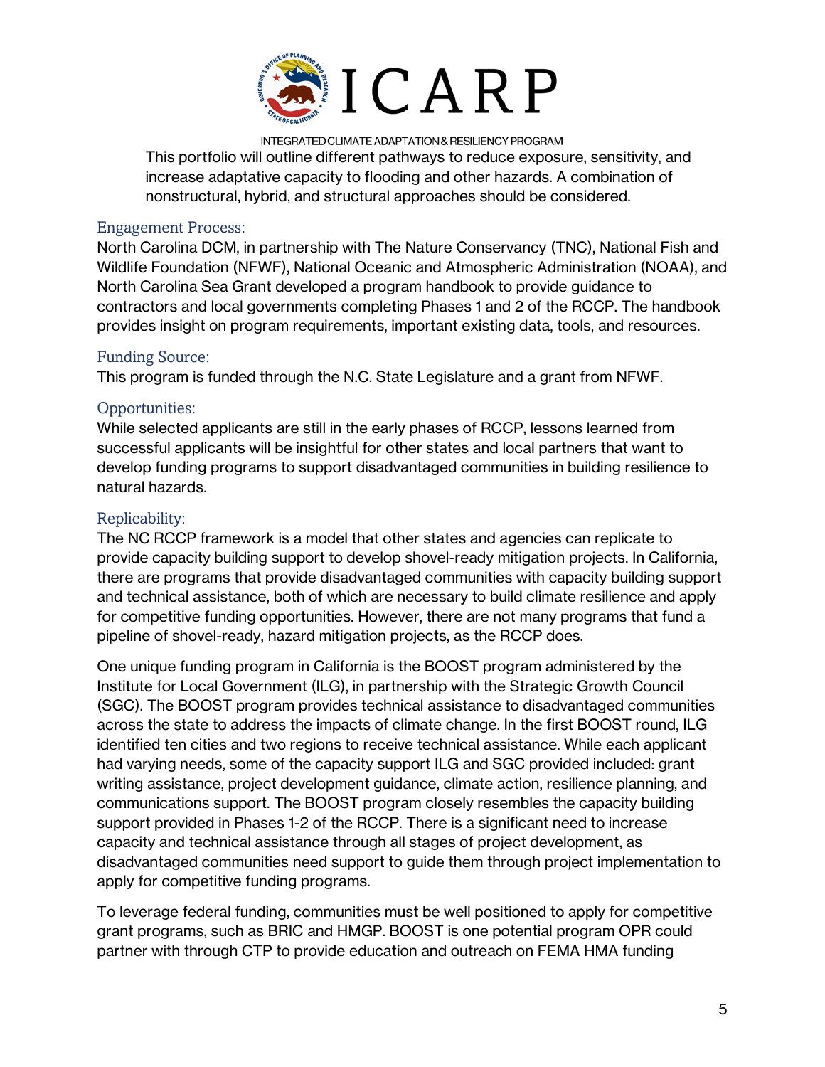This portfolio will outline different pathways to reduce exposure, sensitivity, and increase adaptative capacity to flooding and other hazards. A combination of nonstructural, hybrid, and structural approaches should be considered.

### Engagement Process:

North Carolina DCM, in partnership with The Nature Conservancy (TNC), National Fish and Wildlife Foundation (NFWF), National Oceanic and Atmospheric Administration (NOAA), and North Carolina Sea Grant developed a program handbook to provide guidance to contractors and local governments completing Phases 1 and 2 of the RCCP. The handbook provides insight on program requirements, important existing data, tools, and resources.

### Funding Source:

This program is funded through the N.C. State Legislature and a grant from NFWF.

### Opportunities:

While selected applicants are still in the early phases of RCCP, lessons learned from successful applicants will be insightful for other states and local partners that want to develop funding programs to support disadvantaged communities in building resilience to natural hazards.

### Replicability:

The NC RCCP framework is a model that other states and agencies can replicate to provide capacity building support to develop shovel-ready mitigation projects. In California, there are programs that provide disadvantaged communities with capacity building support and technical assistance, both of which are necessary to build climate resilience and apply for competitive funding opportunities. However, there are not many programs that fund a pipeline of shovel-ready, hazard mitigation projects, as the RCCP does.

One unique funding program in California is the BOOST program administered by the Institute for Local Government (ILG), in partnership with the Strategic Growth Council (SGC). The BOOST program provides technical assistance to disadvantaged communities across the state to address the impacts of climate change. In the first BOOST round, ILG identified ten cities and two regions to receive technical assistance. While each applicant had varying needs, some of the capacity support ILG and SGC provided included: grant writing assistance, project development guidance, climate action, resilience planning, and communications support. The BOOST program closely resembles the capacity building support provided in Phases 1-2 of the RCCP. There is a significant need to increase capacity and technical assistance through all stages of project development, as disadvantaged communities need support to guide them through project implementation to apply for competitive funding programs.

To leverage federal funding, communities must be well positioned to apply for competitive grant programs, such as BRIC and HMGP. BOOST is one potential program OPR could partner with through CTP to provide education and outreach on FEMA HMA funding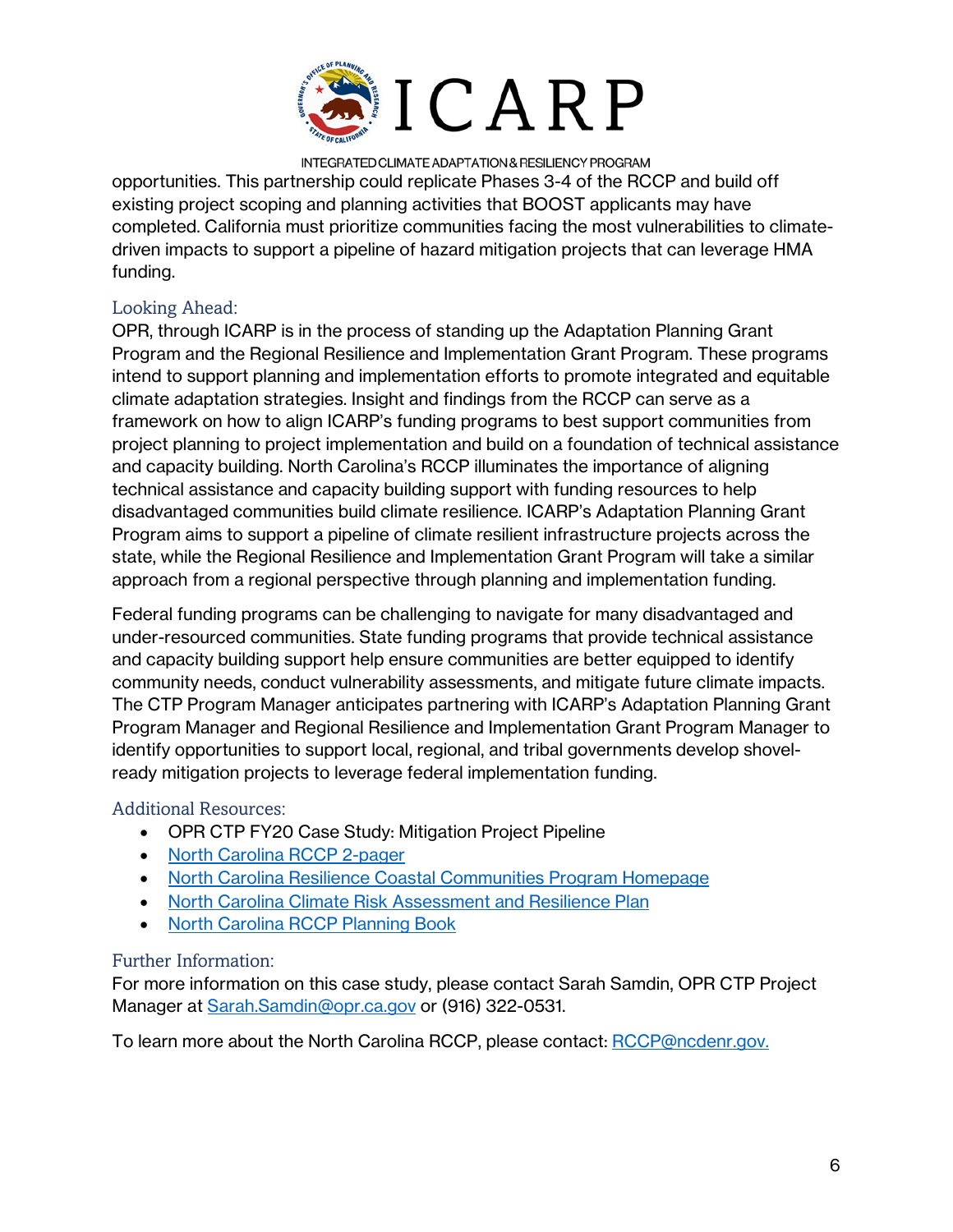opportunities. This partnership could replicate Phases 3-4 of the RCCP and build off existing project scoping and planning activities that BOOST applicants may have completed. California must prioritize communities facing the most vulnerabilities to climate-driven impacts to support a pipeline of hazard mitigation projects that can leverage HMA funding.

## Looking Ahead:

OPR, through ICARP is in the process of standing up the Adaptation Planning Grant Program and the Regional Resilience and Implementation Grant Program. These programs intend to support planning and implementation efforts to promote integrated and equitable climate adaptation strategies. Insight and findings from the RCCP can serve as a framework on how to align ICARP's funding programs to best support communities from project planning to project implementation and build on a foundation of technical assistance and capacity building. North Carolina's RCCP illuminates the importance of aligning technical assistance and capacity building support with funding resources to help disadvantaged communities build climate resilience. ICARP's Adaptation Planning Grant Program aims to support a pipeline of climate resilient infrastructure projects across the state, while the Regional Resilience and Implementation Grant Program will take a similar approach from a regional perspective through planning and implementation funding.

Federal funding programs can be challenging to navigate for many disadvantaged and under-resourced communities. State funding programs that provide technical assistance and capacity building support help ensure communities are better equipped to identify community needs, conduct vulnerability assessments, and mitigate future climate impacts. The CTP Program Manager anticipates partnering with ICARP's Adaptation Planning Grant Program Manager and Regional Resilience and Implementation Grant Program Manager to identify opportunities to support local, regional, and tribal governments develop shovel-ready mitigation projects to leverage federal implementation funding.

## Additional Resources:

- OPR CTP FY20 Case Study: Mitigation Project Pipeline
- North Carolina RCCP 2-pager
- North Carolina Resilience Coastal Communities Program Homepage
- North Carolina Climate Risk Assessment and Resilience Plan
- North Carolina RCCP Planning Book

## Further Information:

For more information on this case study, please contact Sarah Samdin, OPR CTP Project Manager at Sarah.Samdin@opr.ca.gov or (916) 322-0531.

To learn more about the North Carolina RCCP, please contact: RCCP@ncdenr.gov.